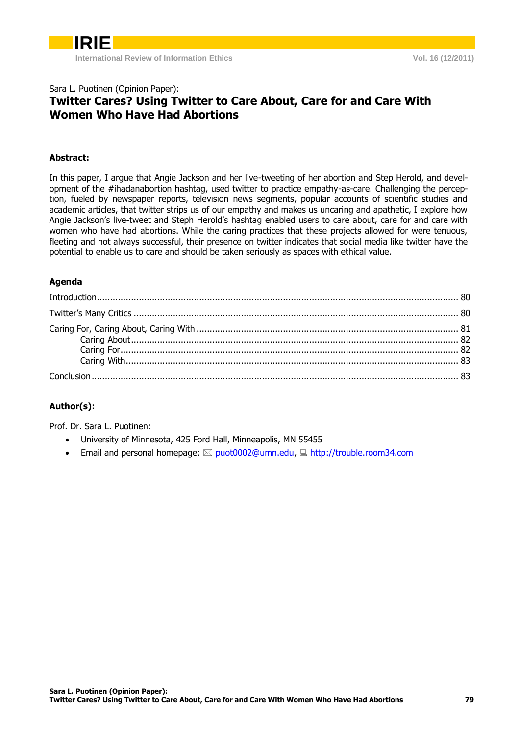Sara L. Puotinen (Opinion Paper):

# Twitter Cares? Using Twitter to Care About, Care for and Care With Women Who Have Had Abortions

## Abstract:

In this paper, I argue that Angie Jackson and her live-tweeting of her abortion and Step Herold, and development of the #ihadanabortion hashtag, used twitter to practice empathy-as-care. Challenging the perception, fueled by newspaper reports, television news segments, popular accounts of scientific studies and academic articles, that twitter strips us of our empathy and makes us uncaring and apathetic, I explore how Angie Jackson's live-tweet and Steph Herold's hashtag enabled users to care about, care for and care with women who have had abortions. While the caring practices that these projects allowed for were tenuous, fleeting and not always successful, their presence on twitter indicates that social media like twitter have the potential to enable us to care and should be taken seriously as spaces with ethical value.

## Agenda

- Introduction ........ 80
- Twitter's Many Critics ........ 80
- Caring For, Caring About, Caring With ........ 81
  - Caring About ........ 82
  - Caring For ........ 82
  - Caring With ........ 83
- Conclusion ........ 83

## Author(s):

Prof. Dr. Sara L. Puotinen:

- University of Minnesota, 425 Ford Hall, Minneapolis, MN 55455
- Email and personal homepage: ✉ puot0002@umn.edu, 🖳 http://trouble.room34.com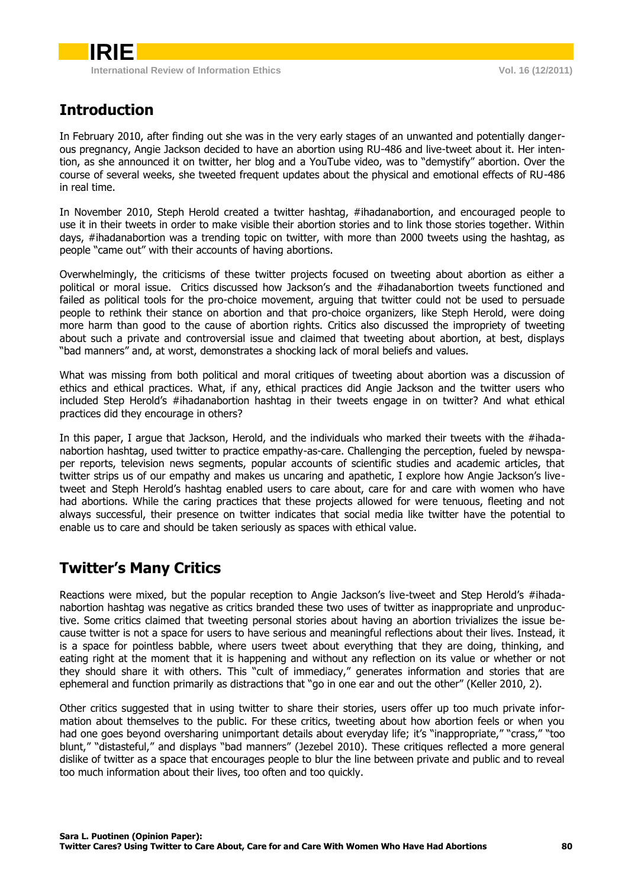## Introduction

In February 2010, after finding out she was in the very early stages of an unwanted and potentially dangerous pregnancy, Angie Jackson decided to have an abortion using RU-486 and live-tweet about it. Her intention, as she announced it on twitter, her blog and a YouTube video, was to "demystify" abortion. Over the course of several weeks, she tweeted frequent updates about the physical and emotional effects of RU-486 in real time.

In November 2010, Steph Herold created a twitter hashtag, #ihadanabortion, and encouraged people to use it in their tweets in order to make visible their abortion stories and to link those stories together. Within days, #ihadanabortion was a trending topic on twitter, with more than 2000 tweets using the hashtag, as people "came out" with their accounts of having abortions.

Overwhelmingly, the criticisms of these twitter projects focused on tweeting about abortion as either a political or moral issue. Critics discussed how Jackson's and the #ihadanabortion tweets functioned and failed as political tools for the pro-choice movement, arguing that twitter could not be used to persuade people to rethink their stance on abortion and that pro-choice organizers, like Steph Herold, were doing more harm than good to the cause of abortion rights. Critics also discussed the impropriety of tweeting about such a private and controversial issue and claimed that tweeting about abortion, at best, displays "bad manners" and, at worst, demonstrates a shocking lack of moral beliefs and values.

What was missing from both political and moral critiques of tweeting about abortion was a discussion of ethics and ethical practices. What, if any, ethical practices did Angie Jackson and the twitter users who included Step Herold's #ihadanabortion hashtag in their tweets engage in on twitter? And what ethical practices did they encourage in others?

In this paper, I argue that Jackson, Herold, and the individuals who marked their tweets with the #ihadanabortion hashtag, used twitter to practice empathy-as-care. Challenging the perception, fueled by newspaper reports, television news segments, popular accounts of scientific studies and academic articles, that twitter strips us of our empathy and makes us uncaring and apathetic, I explore how Angie Jackson's live-tweet and Steph Herold's hashtag enabled users to care about, care for and care with women who have had abortions. While the caring practices that these projects allowed for were tenuous, fleeting and not always successful, their presence on twitter indicates that social media like twitter have the potential to enable us to care and should be taken seriously as spaces with ethical value.

## Twitter's Many Critics

Reactions were mixed, but the popular reception to Angie Jackson's live-tweet and Step Herold's #ihadanabortion hashtag was negative as critics branded these two uses of twitter as inappropriate and unproductive. Some critics claimed that tweeting personal stories about having an abortion trivializes the issue because twitter is not a space for users to have serious and meaningful reflections about their lives. Instead, it is a space for pointless babble, where users tweet about everything that they are doing, thinking, and eating right at the moment that it is happening and without any reflection on its value or whether or not they should share it with others. This "cult of immediacy," generates information and stories that are ephemeral and function primarily as distractions that "go in one ear and out the other" (Keller 2010, 2).

Other critics suggested that in using twitter to share their stories, users offer up too much private information about themselves to the public. For these critics, tweeting about how abortion feels or when you had one goes beyond oversharing unimportant details about everyday life; it's "inappropriate," "crass," "too blunt," "distasteful," and displays "bad manners" (Jezebel 2010). These critiques reflected a more general dislike of twitter as a space that encourages people to blur the line between private and public and to reveal too much information about their lives, too often and too quickly.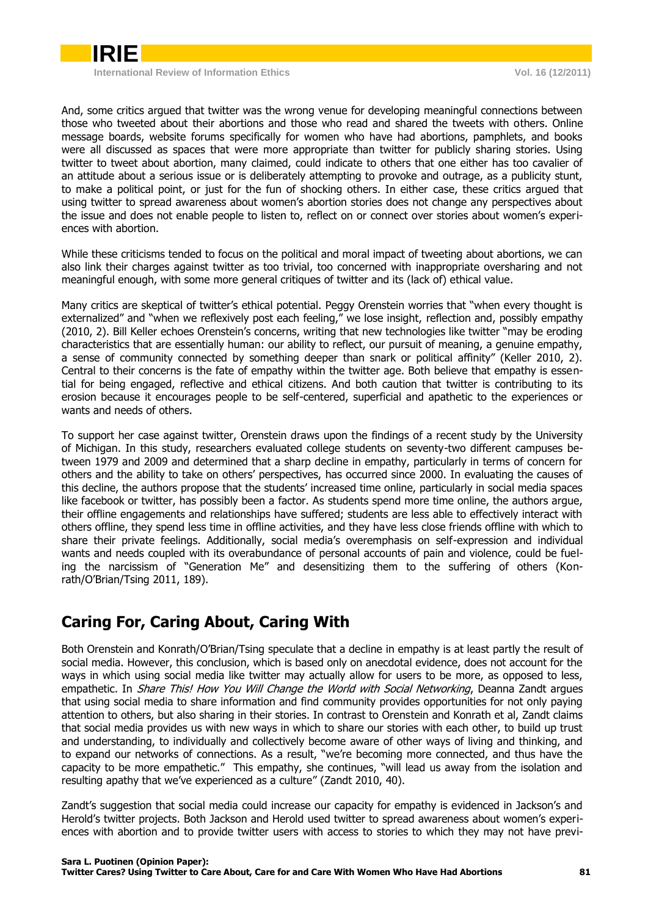And, some critics argued that twitter was the wrong venue for developing meaningful connections between those who tweeted about their abortions and those who read and shared the tweets with others. Online message boards, website forums specifically for women who have had abortions, pamphlets, and books were all discussed as spaces that were more appropriate than twitter for publicly sharing stories. Using twitter to tweet about abortion, many claimed, could indicate to others that one either has too cavalier of an attitude about a serious issue or is deliberately attempting to provoke and outrage, as a publicity stunt, to make a political point, or just for the fun of shocking others. In either case, these critics argued that using twitter to spread awareness about women's abortion stories does not change any perspectives about the issue and does not enable people to listen to, reflect on or connect over stories about women's experiences with abortion.

While these criticisms tended to focus on the political and moral impact of tweeting about abortions, we can also link their charges against twitter as too trivial, too concerned with inappropriate oversharing and not meaningful enough, with some more general critiques of twitter and its (lack of) ethical value.

Many critics are skeptical of twitter's ethical potential. Peggy Orenstein worries that "when every thought is externalized" and "when we reflexively post each feeling," we lose insight, reflection and, possibly empathy (2010, 2). Bill Keller echoes Orenstein's concerns, writing that new technologies like twitter "may be eroding characteristics that are essentially human: our ability to reflect, our pursuit of meaning, a genuine empathy, a sense of community connected by something deeper than snark or political affinity" (Keller 2010, 2). Central to their concerns is the fate of empathy within the twitter age. Both believe that empathy is essential for being engaged, reflective and ethical citizens. And both caution that twitter is contributing to its erosion because it encourages people to be self-centered, superficial and apathetic to the experiences or wants and needs of others.

To support her case against twitter, Orenstein draws upon the findings of a recent study by the University of Michigan. In this study, researchers evaluated college students on seventy-two different campuses between 1979 and 2009 and determined that a sharp decline in empathy, particularly in terms of concern for others and the ability to take on others' perspectives, has occurred since 2000. In evaluating the causes of this decline, the authors propose that the students' increased time online, particularly in social media spaces like facebook or twitter, has possibly been a factor. As students spend more time online, the authors argue, their offline engagements and relationships have suffered; students are less able to effectively interact with others offline, they spend less time in offline activities, and they have less close friends offline with which to share their private feelings. Additionally, social media's overemphasis on self-expression and individual wants and needs coupled with its overabundance of personal accounts of pain and violence, could be fueling the narcissism of "Generation Me" and desensitizing them to the suffering of others (Konrath/O'Brian/Tsing 2011, 189).

## Caring For, Caring About, Caring With

Both Orenstein and Konrath/O'Brian/Tsing speculate that a decline in empathy is at least partly the result of social media. However, this conclusion, which is based only on anecdotal evidence, does not account for the ways in which using social media like twitter may actually allow for users to be more, as opposed to less, empathetic. In *Share This! How You Will Change the World with Social Networking*, Deanna Zandt argues that using social media to share information and find community provides opportunities for not only paying attention to others, but also sharing in their stories. In contrast to Orenstein and Konrath et al, Zandt claims that social media provides us with new ways in which to share our stories with each other, to build up trust and understanding, to individually and collectively become aware of other ways of living and thinking, and to expand our networks of connections. As a result, "we're becoming more connected, and thus have the capacity to be more empathetic." This empathy, she continues, "will lead us away from the isolation and resulting apathy that we've experienced as a culture" (Zandt 2010, 40).

Zandt's suggestion that social media could increase our capacity for empathy is evidenced in Jackson's and Herold's twitter projects. Both Jackson and Herold used twitter to spread awareness about women's experiences with abortion and to provide twitter users with access to stories to which they may not have previ-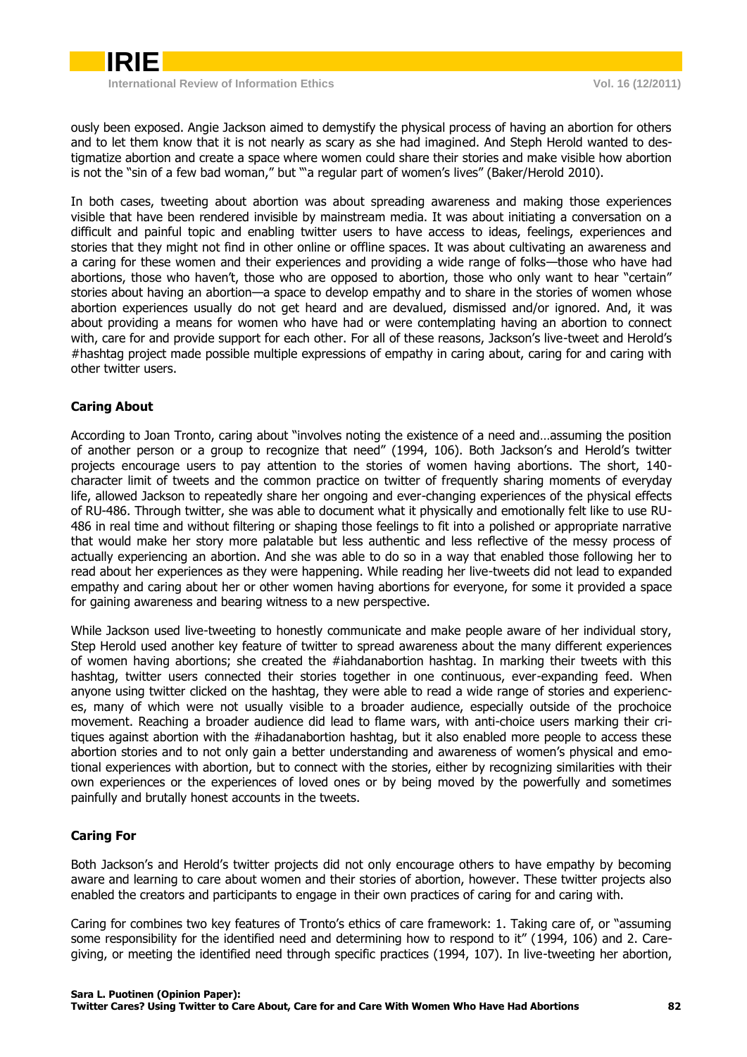ously been exposed. Angie Jackson aimed to demystify the physical process of having an abortion for others and to let them know that it is not nearly as scary as she had imagined. And Steph Herold wanted to destigmatize abortion and create a space where women could share their stories and make visible how abortion is not the "sin of a few bad woman," but "'a regular part of women's lives" (Baker/Herold 2010).

In both cases, tweeting about abortion was about spreading awareness and making those experiences visible that have been rendered invisible by mainstream media. It was about initiating a conversation on a difficult and painful topic and enabling twitter users to have access to ideas, feelings, experiences and stories that they might not find in other online or offline spaces. It was about cultivating an awareness and a caring for these women and their experiences and providing a wide range of folks—those who have had abortions, those who haven't, those who are opposed to abortion, those who only want to hear "certain" stories about having an abortion—a space to develop empathy and to share in the stories of women whose abortion experiences usually do not get heard and are devalued, dismissed and/or ignored. And, it was about providing a means for women who have had or were contemplating having an abortion to connect with, care for and provide support for each other. For all of these reasons, Jackson's live-tweet and Herold's #hashtag project made possible multiple expressions of empathy in caring about, caring for and caring with other twitter users.

### Caring About

According to Joan Tronto, caring about "involves noting the existence of a need and…assuming the position of another person or a group to recognize that need" (1994, 106). Both Jackson's and Herold's twitter projects encourage users to pay attention to the stories of women having abortions. The short, 140-character limit of tweets and the common practice on twitter of frequently sharing moments of everyday life, allowed Jackson to repeatedly share her ongoing and ever-changing experiences of the physical effects of RU-486. Through twitter, she was able to document what it physically and emotionally felt like to use RU-486 in real time and without filtering or shaping those feelings to fit into a polished or appropriate narrative that would make her story more palatable but less authentic and less reflective of the messy process of actually experiencing an abortion. And she was able to do so in a way that enabled those following her to read about her experiences as they were happening. While reading her live-tweets did not lead to expanded empathy and caring about her or other women having abortions for everyone, for some it provided a space for gaining awareness and bearing witness to a new perspective.

While Jackson used live-tweeting to honestly communicate and make people aware of her individual story, Step Herold used another key feature of twitter to spread awareness about the many different experiences of women having abortions; she created the #iahdanabortion hashtag. In marking their tweets with this hashtag, twitter users connected their stories together in one continuous, ever-expanding feed. When anyone using twitter clicked on the hashtag, they were able to read a wide range of stories and experiences, many of which were not usually visible to a broader audience, especially outside of the prochoice movement. Reaching a broader audience did lead to flame wars, with anti-choice users marking their critiques against abortion with the #ihadanabortion hashtag, but it also enabled more people to access these abortion stories and to not only gain a better understanding and awareness of women's physical and emotional experiences with abortion, but to connect with the stories, either by recognizing similarities with their own experiences or the experiences of loved ones or by being moved by the powerfully and sometimes painfully and brutally honest accounts in the tweets.

### Caring For

Both Jackson's and Herold's twitter projects did not only encourage others to have empathy by becoming aware and learning to care about women and their stories of abortion, however. These twitter projects also enabled the creators and participants to engage in their own practices of caring for and caring with.

Caring for combines two key features of Tronto's ethics of care framework: 1. Taking care of, or "assuming some responsibility for the identified need and determining how to respond to it" (1994, 106) and 2. Caregiving, or meeting the identified need through specific practices (1994, 107). In live-tweeting her abortion,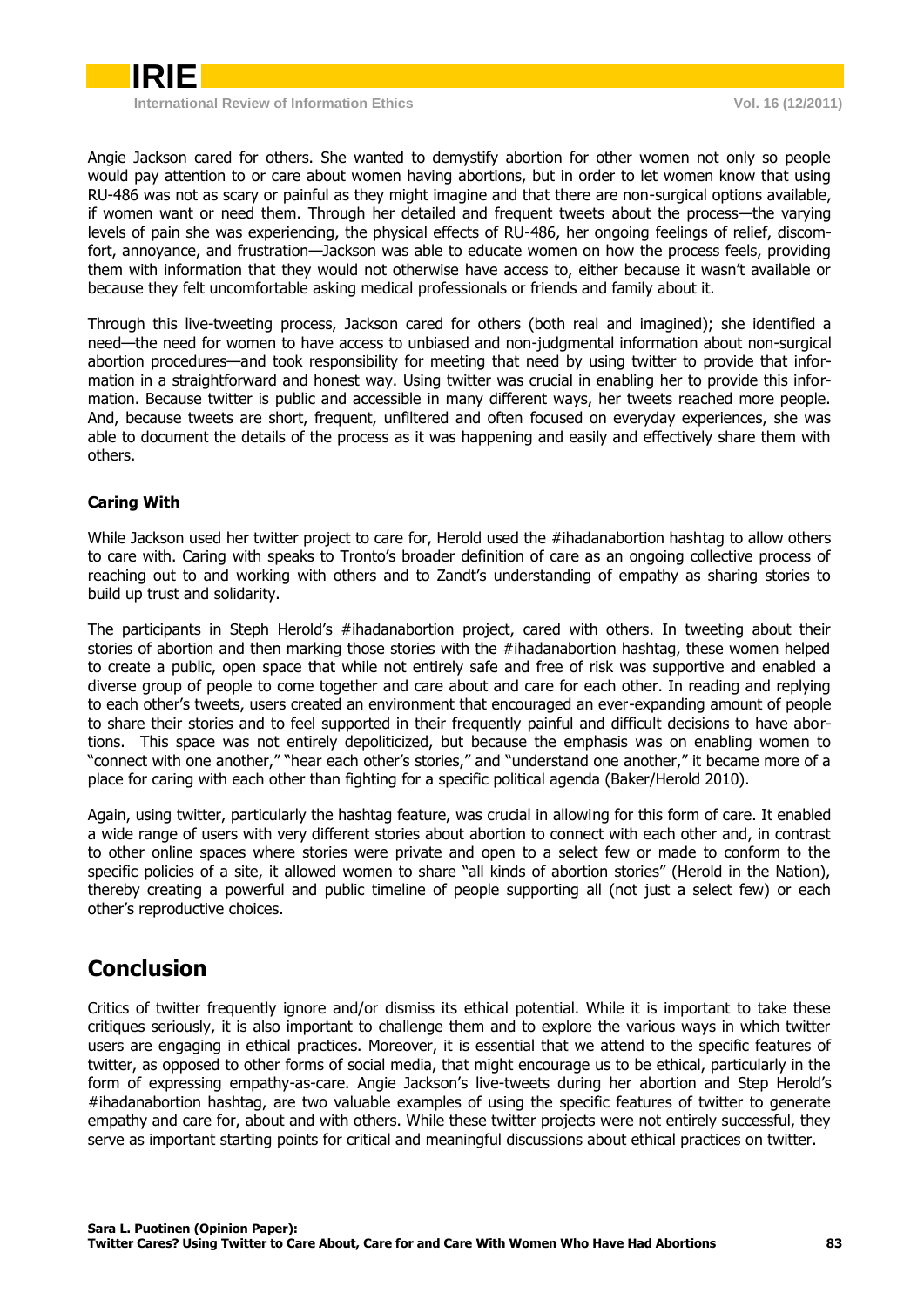Angie Jackson cared for others. She wanted to demystify abortion for other women not only so people would pay attention to or care about women having abortions, but in order to let women know that using RU-486 was not as scary or painful as they might imagine and that there are non-surgical options available, if women want or need them. Through her detailed and frequent tweets about the process—the varying levels of pain she was experiencing, the physical effects of RU-486, her ongoing feelings of relief, discomfort, annoyance, and frustration—Jackson was able to educate women on how the process feels, providing them with information that they would not otherwise have access to, either because it wasn't available or because they felt uncomfortable asking medical professionals or friends and family about it.

Through this live-tweeting process, Jackson cared for others (both real and imagined); she identified a need—the need for women to have access to unbiased and non-judgmental information about non-surgical abortion procedures—and took responsibility for meeting that need by using twitter to provide that information in a straightforward and honest way. Using twitter was crucial in enabling her to provide this information. Because twitter is public and accessible in many different ways, her tweets reached more people. And, because tweets are short, frequent, unfiltered and often focused on everyday experiences, she was able to document the details of the process as it was happening and easily and effectively share them with others.

### Caring With

While Jackson used her twitter project to care for, Herold used the #ihadanabortion hashtag to allow others to care with. Caring with speaks to Tronto's broader definition of care as an ongoing collective process of reaching out to and working with others and to Zandt's understanding of empathy as sharing stories to build up trust and solidarity.

The participants in Steph Herold's #ihadanabortion project, cared with others. In tweeting about their stories of abortion and then marking those stories with the #ihadanabortion hashtag, these women helped to create a public, open space that while not entirely safe and free of risk was supportive and enabled a diverse group of people to come together and care about and care for each other. In reading and replying to each other's tweets, users created an environment that encouraged an ever-expanding amount of people to share their stories and to feel supported in their frequently painful and difficult decisions to have abortions. This space was not entirely depoliticized, but because the emphasis was on enabling women to "connect with one another," "hear each other's stories," and "understand one another," it became more of a place for caring with each other than fighting for a specific political agenda (Baker/Herold 2010).

Again, using twitter, particularly the hashtag feature, was crucial in allowing for this form of care. It enabled a wide range of users with very different stories about abortion to connect with each other and, in contrast to other online spaces where stories were private and open to a select few or made to conform to the specific policies of a site, it allowed women to share "all kinds of abortion stories" (Herold in the Nation), thereby creating a powerful and public timeline of people supporting all (not just a select few) or each other's reproductive choices.

## Conclusion

Critics of twitter frequently ignore and/or dismiss its ethical potential. While it is important to take these critiques seriously, it is also important to challenge them and to explore the various ways in which twitter users are engaging in ethical practices. Moreover, it is essential that we attend to the specific features of twitter, as opposed to other forms of social media, that might encourage us to be ethical, particularly in the form of expressing empathy-as-care. Angie Jackson's live-tweets during her abortion and Step Herold's #ihadanabortion hashtag, are two valuable examples of using the specific features of twitter to generate empathy and care for, about and with others. While these twitter projects were not entirely successful, they serve as important starting points for critical and meaningful discussions about ethical practices on twitter.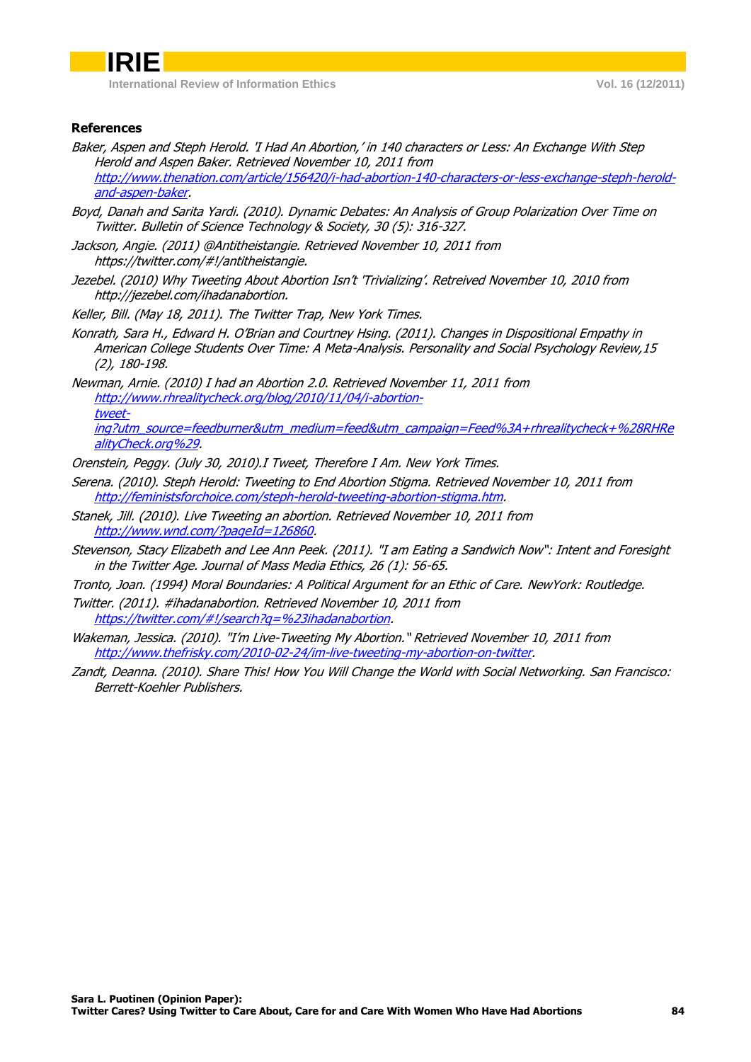**References**

*Baker, Aspen and Steph Herold. 'I Had An Abortion,' in 140 characters or Less: An Exchange With Step Herold and Aspen Baker. Retrieved November 10, 2011 from http://www.thenation.com/article/156420/i-had-abortion-140-characters-or-less-exchange-steph-herold-and-aspen-baker.*

*Boyd, Danah and Sarita Yardi. (2010). Dynamic Debates: An Analysis of Group Polarization Over Time on Twitter. Bulletin of Science Technology & Society, 30 (5): 316-327.*

*Jackson, Angie. (2011) @Antitheistangie. Retrieved November 10, 2011 from https://twitter.com/#!/antitheistangie.*

*Jezebel. (2010) Why Tweeting About Abortion Isn't 'Trivializing'. Retreived November 10, 2010 from http://jezebel.com/ihadanabortion.*

*Keller, Bill. (May 18, 2011). The Twitter Trap, New York Times.*

*Konrath, Sara H., Edward H. O'Brian and Courtney Hsing. (2011). Changes in Dispositional Empathy in American College Students Over Time: A Meta-Analysis. Personality and Social Psychology Review,15 (2), 180-198.*

*Newman, Arnie. (2010) I had an Abortion 2.0. Retrieved November 11, 2011 from http://www.rhrealitycheck.org/blog/2010/11/04/i-abortion-tweet-ing?utm_source=feedburner&utm_medium=feed&utm_campaign=Feed%3A+rhrealitycheck+%28RHRealityCheck.org%29.*

*Orenstein, Peggy. (July 30, 2010).I Tweet, Therefore I Am. New York Times.*

*Serena. (2010). Steph Herold: Tweeting to End Abortion Stigma. Retrieved November 10, 2011 from http://feministsforchoice.com/steph-herold-tweeting-abortion-stigma.htm.*

*Stanek, Jill. (2010). Live Tweeting an abortion. Retrieved November 10, 2011 from http://www.wnd.com/?pageId=126860.*

*Stevenson, Stacy Elizabeth and Lee Ann Peek. (2011). "I am Eating a Sandwich Now": Intent and Foresight in the Twitter Age. Journal of Mass Media Ethics, 26 (1): 56-65.*

*Tronto, Joan. (1994) Moral Boundaries: A Political Argument for an Ethic of Care. NewYork: Routledge.*

*Twitter. (2011). #ihadanabortion. Retrieved November 10, 2011 from https://twitter.com/#!/search?q=%23ihadanabortion.*

*Wakeman, Jessica. (2010). "I'm Live-Tweeting My Abortion." Retrieved November 10, 2011 from http://www.thefrisky.com/2010-02-24/im-live-tweeting-my-abortion-on-twitter.*

*Zandt, Deanna. (2010). Share This! How You Will Change the World with Social Networking. San Francisco: Berrett-Koehler Publishers.*